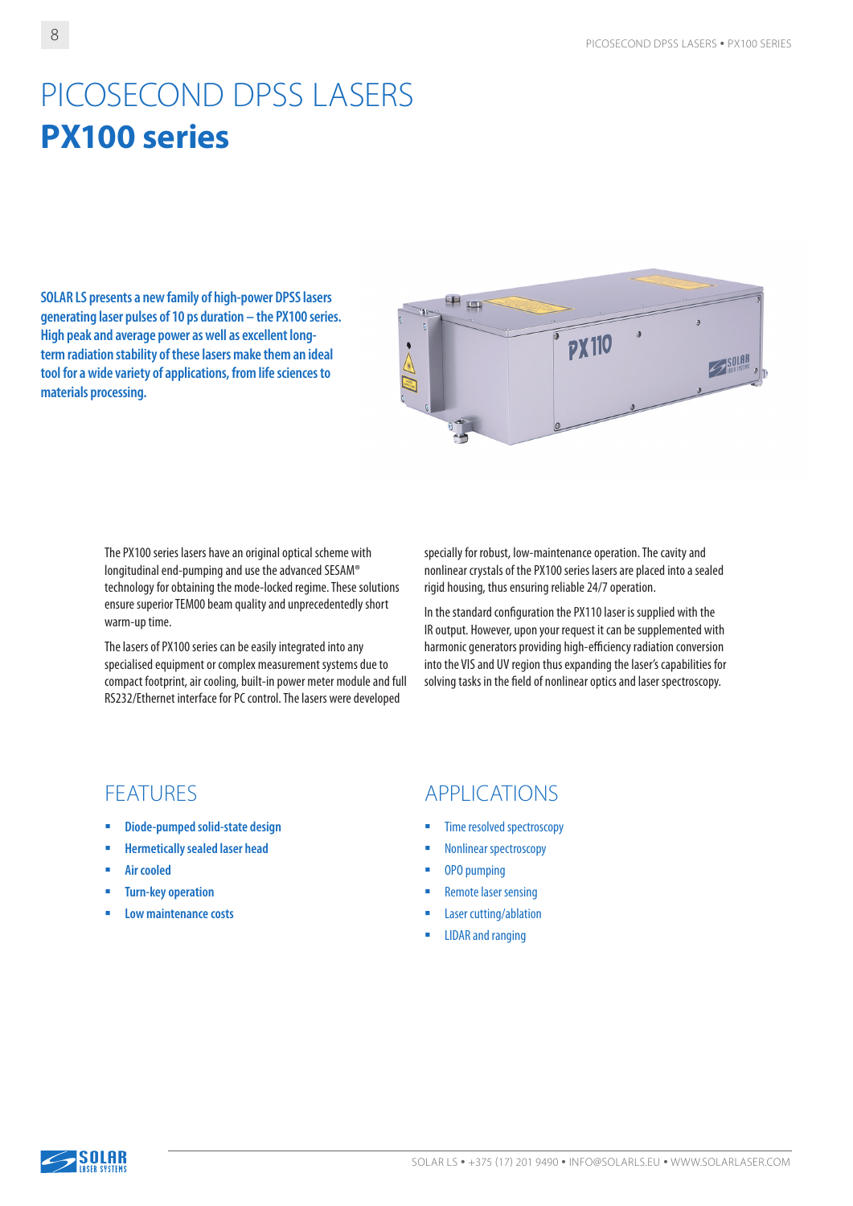# PICOSECOND DPSS LASERS
# PX100 series

**SOLAR LS presents a new family of high-power DPSS lasers generating laser pulses of 10 ps duration – the PX100 series. High peak and average power as well as excellent long-term radiation stability of these lasers make them an ideal tool for a wide variety of applications, from life sciences to materials processing.**

The PX100 series lasers have an original optical scheme with longitudinal end-pumping and use the advanced SESAM® technology for obtaining the mode-locked regime. These solutions ensure superior TEM00 beam quality and unprecedentedly short warm-up time.

The lasers of PX100 series can be easily integrated into any specialised equipment or complex measurement systems due to compact footprint, air cooling, built-in power meter module and full RS232/Ethernet interface for PC control. The lasers were developed specially for robust, low-maintenance operation. The cavity and nonlinear crystals of the PX100 series lasers are placed into a sealed rigid housing, thus ensuring reliable 24/7 operation.

In the standard configuration the PX110 laser is supplied with the IR output. However, upon your request it can be supplemented with harmonic generators providing high-efficiency radiation conversion into the VIS and UV region thus expanding the laser's capabilities for solving tasks in the field of nonlinear optics and laser spectroscopy.

## FEATURES

- Diode-pumped solid-state design
- Hermetically sealed laser head
- Air cooled
- Turn-key operation
- Low maintenance costs

## APPLICATIONS

- Time resolved spectroscopy
- Nonlinear spectroscopy
- OPO pumping
- Remote laser sensing
- Laser cutting/ablation
- LIDAR and ranging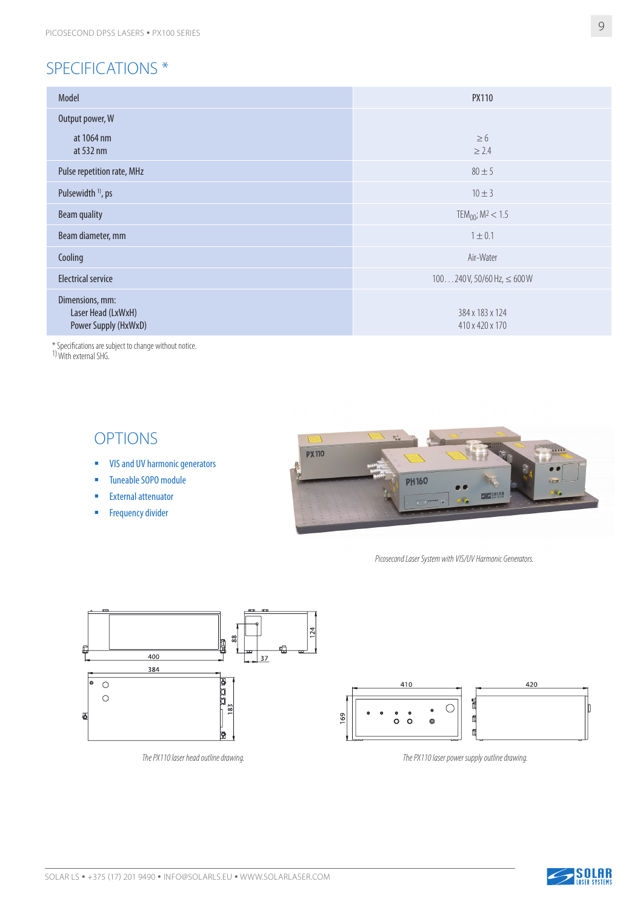# SPECIFICATIONS *

| Model | PX110 |
|---|---|
| Output power, W<br>at 1064 nm<br>at 532 nm | <br>≥ 6<br>≥ 2.4 |
| Pulse repetition rate, MHz | 80 ± 5 |
| Pulsewidth [1], ps | 10 ± 3 |
| Beam quality | $TEM_{00}$; $M^2 < 1.5$ |
| Beam diameter, mm | 1 ± 0.1 |
| Cooling | Air-Water |
| Electrical service | 100…240 V, 50/60 Hz, ≤ 600 W |
| Dimensions, mm:<br>Laser Head (LxWxH)<br>Power Supply (HxWxD) | <br>384 x 183 x 124<br>410 x 420 x 170 |

* Specifications are subject to change without notice.
[1] With external SHG.

## OPTIONS

- VIS and UV harmonic generators
- Tuneable SOPO module
- External attenuator
- Frequency divider

*Picosecond Laser System with VIS/UV Harmonic Generators.*

400
384
88
124
37
183

*The PX110 laser head outline drawing.*

410
420
169

*The PX110 laser power supply outline drawing.*